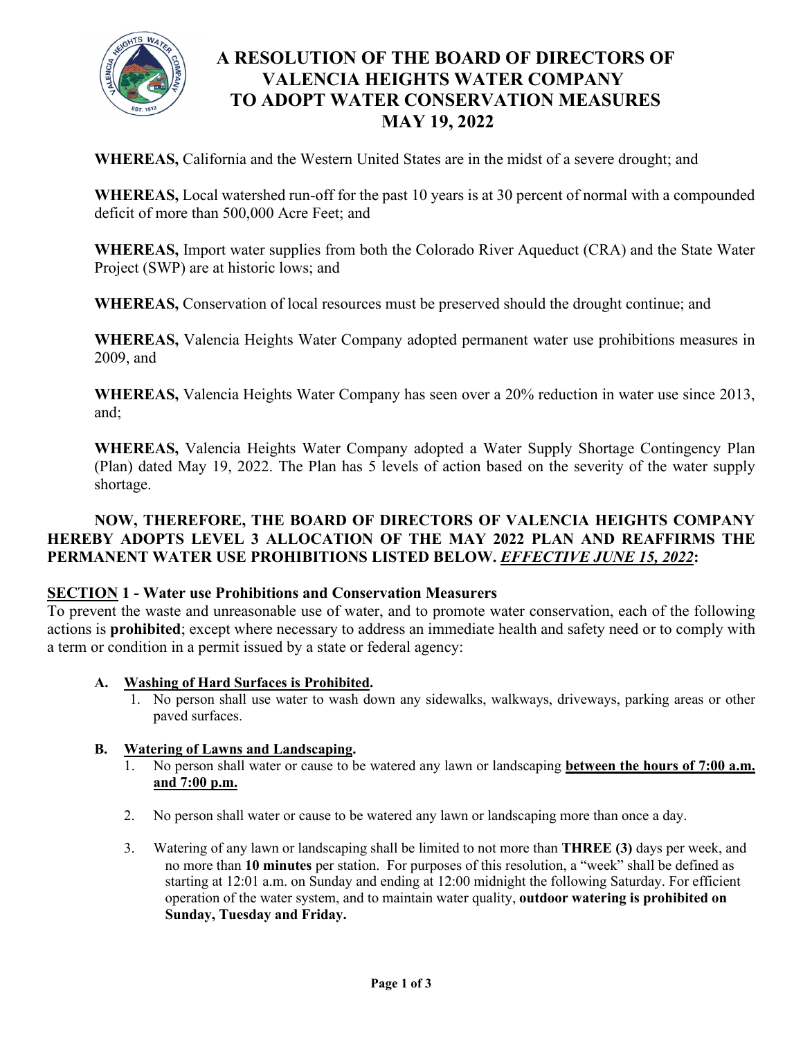# A RESOLUTION OF THE BOARD OF DIRECTORS OF VALENCIA HEIGHTS WATER COMPANY TO ADOPT WATER CONSERVATION MEASURES MAY 19, 2022

**WHEREAS,** California and the Western United States are in the midst of a severe drought; and

**WHEREAS,** Local watershed run-off for the past 10 years is at 30 percent of normal with a compounded deficit of more than 500,000 Acre Feet; and

**WHEREAS,** Import water supplies from both the Colorado River Aqueduct (CRA) and the State Water Project (SWP) are at historic lows; and

**WHEREAS,** Conservation of local resources must be preserved should the drought continue; and

**WHEREAS,** Valencia Heights Water Company adopted permanent water use prohibitions measures in 2009, and

**WHEREAS,** Valencia Heights Water Company has seen over a 20% reduction in water use since 2013, and;

**WHEREAS,** Valencia Heights Water Company adopted a Water Supply Shortage Contingency Plan (Plan) dated May 19, 2022. The Plan has 5 levels of action based on the severity of the water supply shortage.

**NOW, THEREFORE, THE BOARD OF DIRECTORS OF VALENCIA HEIGHTS COMPANY HEREBY ADOPTS LEVEL 3 ALLOCATION OF THE MAY 2022 PLAN AND REAFFIRMS THE PERMANENT WATER USE PROHIBITIONS LISTED BELOW. *EFFECTIVE JUNE 15, 2022*:**

## SECTION 1 - Water use Prohibitions and Conservation Measurers

To prevent the waste and unreasonable use of water, and to promote water conservation, each of the following actions is **prohibited**; except where necessary to address an immediate health and safety need or to comply with a term or condition in a permit issued by a state or federal agency:

**A. Washing of Hard Surfaces is Prohibited.**

1. No person shall use water to wash down any sidewalks, walkways, driveways, parking areas or other paved surfaces.

**B. Watering of Lawns and Landscaping.**

1. No person shall water or cause to be watered any lawn or landscaping **between the hours of 7:00 a.m. and 7:00 p.m.**

2. No person shall water or cause to be watered any lawn or landscaping more than once a day.

3. Watering of any lawn or landscaping shall be limited to not more than **THREE (3)** days per week, and no more than **10 minutes** per station. For purposes of this resolution, a "week" shall be defined as starting at 12:01 a.m. on Sunday and ending at 12:00 midnight the following Saturday. For efficient operation of the water system, and to maintain water quality, **outdoor watering is prohibited on Sunday, Tuesday and Friday.**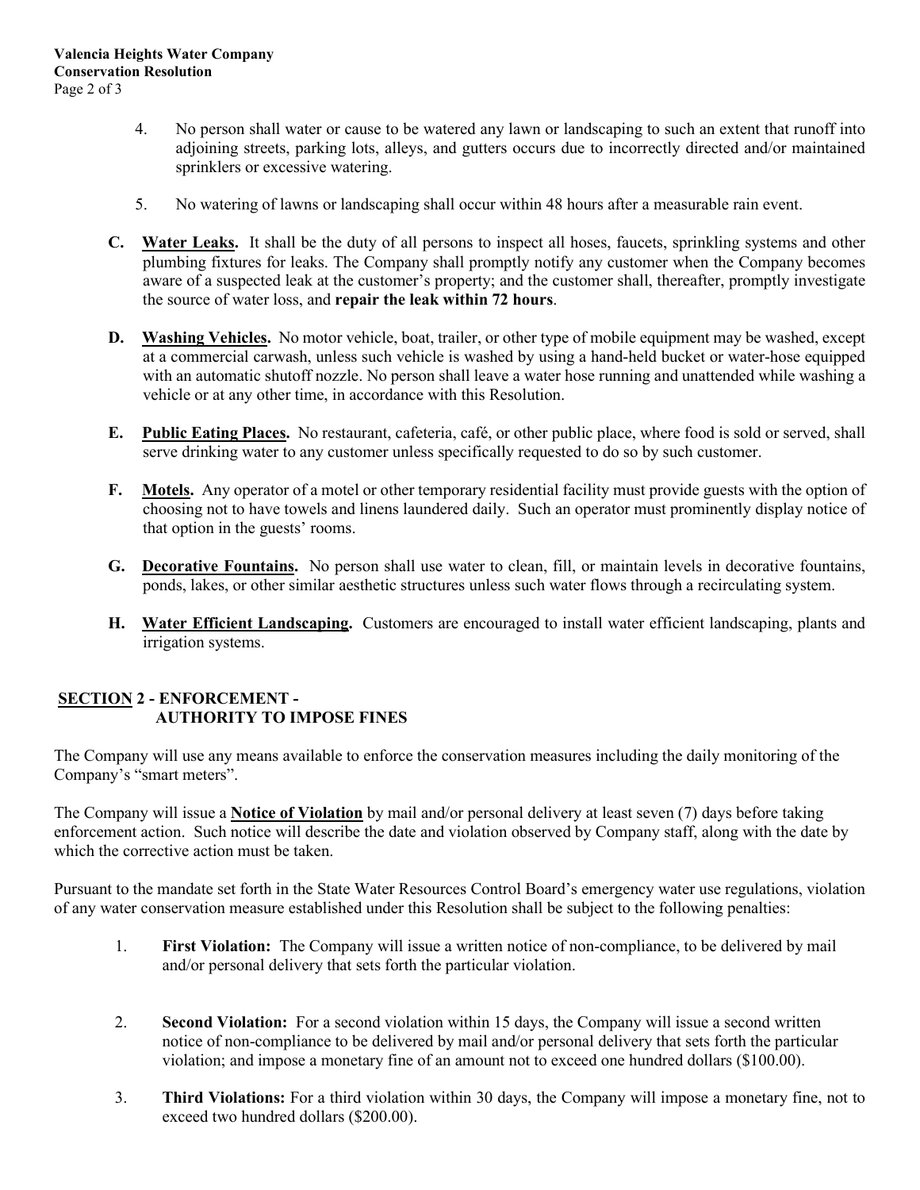4. No person shall water or cause to be watered any lawn or landscaping to such an extent that runoff into adjoining streets, parking lots, alleys, and gutters occurs due to incorrectly directed and/or maintained sprinklers or excessive watering.

5. No watering of lawns or landscaping shall occur within 48 hours after a measurable rain event.

**C. Water Leaks.** It shall be the duty of all persons to inspect all hoses, faucets, sprinkling systems and other plumbing fixtures for leaks. The Company shall promptly notify any customer when the Company becomes aware of a suspected leak at the customer's property; and the customer shall, thereafter, promptly investigate the source of water loss, and **repair the leak within 72 hours**.

**D. Washing Vehicles.** No motor vehicle, boat, trailer, or other type of mobile equipment may be washed, except at a commercial carwash, unless such vehicle is washed by using a hand-held bucket or water-hose equipped with an automatic shutoff nozzle. No person shall leave a water hose running and unattended while washing a vehicle or at any other time, in accordance with this Resolution.

**E. Public Eating Places.** No restaurant, cafeteria, café, or other public place, where food is sold or served, shall serve drinking water to any customer unless specifically requested to do so by such customer.

**F. Motels.** Any operator of a motel or other temporary residential facility must provide guests with the option of choosing not to have towels and linens laundered daily. Such an operator must prominently display notice of that option in the guests' rooms.

**G. Decorative Fountains.** No person shall use water to clean, fill, or maintain levels in decorative fountains, ponds, lakes, or other similar aesthetic structures unless such water flows through a recirculating system.

**H. Water Efficient Landscaping.** Customers are encouraged to install water efficient landscaping, plants and irrigation systems.

## SECTION 2 - ENFORCEMENT - AUTHORITY TO IMPOSE FINES

The Company will use any means available to enforce the conservation measures including the daily monitoring of the Company's "smart meters".

The Company will issue a **Notice of Violation** by mail and/or personal delivery at least seven (7) days before taking enforcement action. Such notice will describe the date and violation observed by Company staff, along with the date by which the corrective action must be taken.

Pursuant to the mandate set forth in the State Water Resources Control Board's emergency water use regulations, violation of any water conservation measure established under this Resolution shall be subject to the following penalties:

1. **First Violation:** The Company will issue a written notice of non-compliance, to be delivered by mail and/or personal delivery that sets forth the particular violation.

2. **Second Violation:** For a second violation within 15 days, the Company will issue a second written notice of non-compliance to be delivered by mail and/or personal delivery that sets forth the particular violation; and impose a monetary fine of an amount not to exceed one hundred dollars ($100.00).

3. **Third Violations:** For a third violation within 30 days, the Company will impose a monetary fine, not to exceed two hundred dollars ($200.00).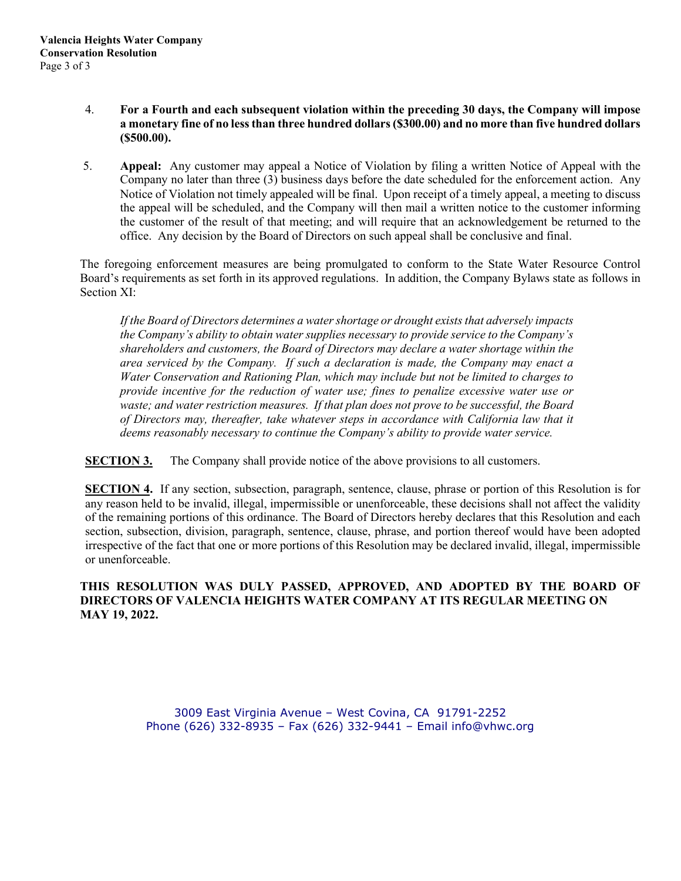4. **For a Fourth and each subsequent violation within the preceding 30 days, the Company will impose a monetary fine of no less than three hundred dollars ($300.00) and no more than five hundred dollars ($500.00).**

5. **Appeal:** Any customer may appeal a Notice of Violation by filing a written Notice of Appeal with the Company no later than three (3) business days before the date scheduled for the enforcement action. Any Notice of Violation not timely appealed will be final. Upon receipt of a timely appeal, a meeting to discuss the appeal will be scheduled, and the Company will then mail a written notice to the customer informing the customer of the result of that meeting; and will require that an acknowledgement be returned to the office. Any decision by the Board of Directors on such appeal shall be conclusive and final.

The foregoing enforcement measures are being promulgated to conform to the State Water Resource Control Board's requirements as set forth in its approved regulations. In addition, the Company Bylaws state as follows in Section XI:

> *If the Board of Directors determines a water shortage or drought exists that adversely impacts the Company's ability to obtain water supplies necessary to provide service to the Company's shareholders and customers, the Board of Directors may declare a water shortage within the area serviced by the Company. If such a declaration is made, the Company may enact a Water Conservation and Rationing Plan, which may include but not be limited to charges to provide incentive for the reduction of water use; fines to penalize excessive water use or waste; and water restriction measures. If that plan does not prove to be successful, the Board of Directors may, thereafter, take whatever steps in accordance with California law that it deems reasonably necessary to continue the Company's ability to provide water service.*

**SECTION 3.** The Company shall provide notice of the above provisions to all customers.

**SECTION 4.** If any section, subsection, paragraph, sentence, clause, phrase or portion of this Resolution is for any reason held to be invalid, illegal, impermissible or unenforceable, these decisions shall not affect the validity of the remaining portions of this ordinance. The Board of Directors hereby declares that this Resolution and each section, subsection, division, paragraph, sentence, clause, phrase, and portion thereof would have been adopted irrespective of the fact that one or more portions of this Resolution may be declared invalid, illegal, impermissible or unenforceable.

**THIS RESOLUTION WAS DULY PASSED, APPROVED, AND ADOPTED BY THE BOARD OF DIRECTORS OF VALENCIA HEIGHTS WATER COMPANY AT ITS REGULAR MEETING ON MAY 19, 2022.**

3009 East Virginia Avenue – West Covina, CA 91791-2252
Phone (626) 332-8935 – Fax (626) 332-9441 – Email info@vhwc.org